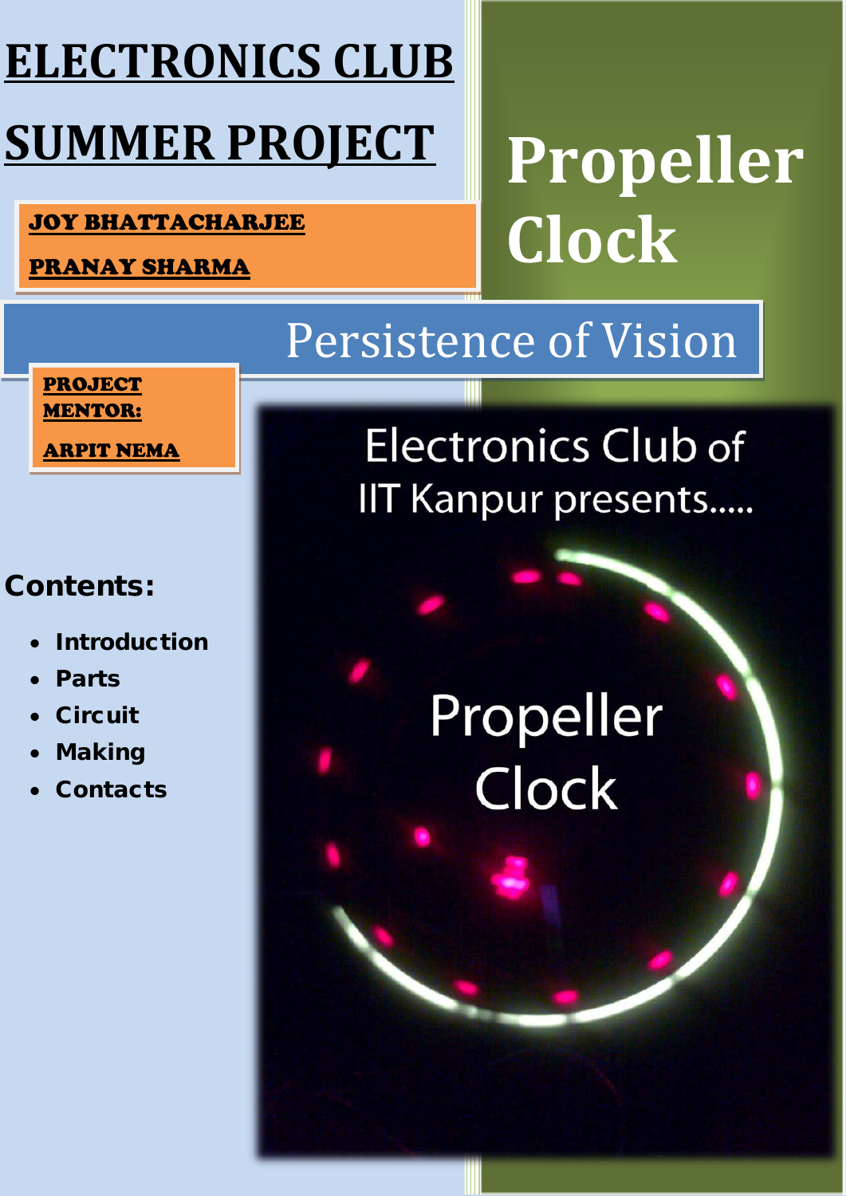# ELECTRONICS CLUB SUMMER PROJECT

# Propeller Clock

**JOY BHATTACHARJEE**

**PRANAY SHARMA**

## Persistence of Vision

**PROJECT MENTOR:**

**ARPIT NEMA**

Electronics Club of IIT Kanpur presents.....

Propeller Clock

**Contents:**

- Introduction
- Parts
- Circuit
- Making
- Contacts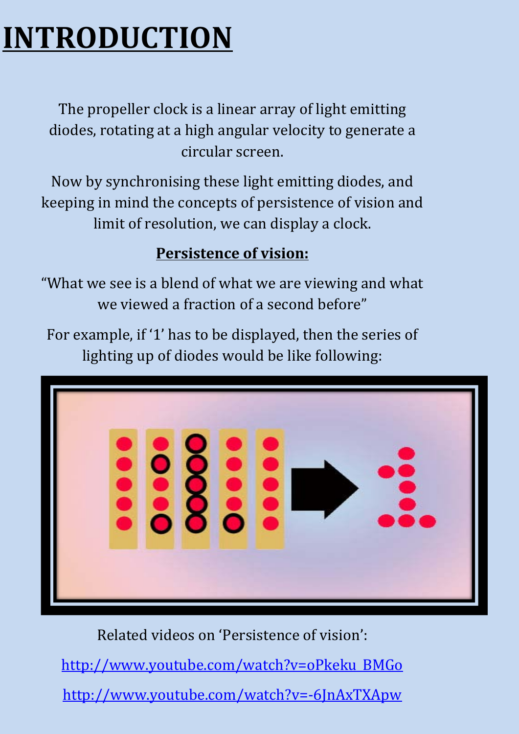# INTRODUCTION

The propeller clock is a linear array of light emitting diodes, rotating at a high angular velocity to generate a circular screen.

Now by synchronising these light emitting diodes, and keeping in mind the concepts of persistence of vision and limit of resolution, we can display a clock.

**Persistence of vision:**

"What we see is a blend of what we are viewing and what we viewed a fraction of a second before"

For example, if '1' has to be displayed, then the series of lighting up of diodes would be like following:

Related videos on 'Persistence of vision':

http://www.youtube.com/watch?v=oPkeku_BMGo

http://www.youtube.com/watch?v=-6JnAxTXApw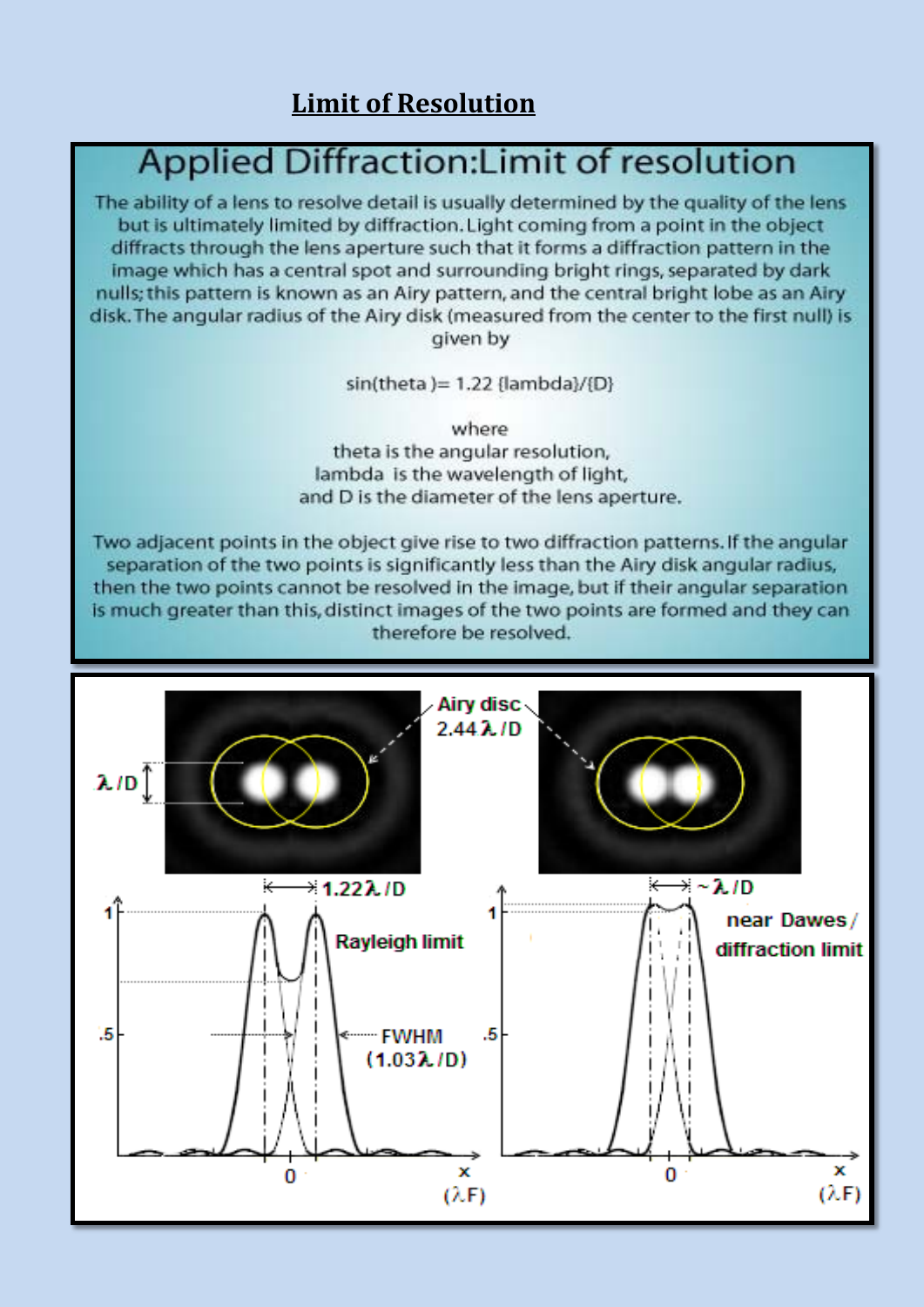## Limit of Resolution

# Applied Diffraction: Limit of resolution

The ability of a lens to resolve detail is usually determined by the quality of the lens but is ultimately limited by diffraction. Light coming from a point in the object diffracts through the lens aperture such that it forms a diffraction pattern in the image which has a central spot and surrounding bright rings, separated by dark nulls; this pattern is known as an Airy pattern, and the central bright lobe as an Airy disk. The angular radius of the Airy disk (measured from the center to the first null) is given by

$$\sin(\theta) = 1.22 \frac{\lambda}{D}$$

where
$\theta$ is the angular resolution,
$\lambda$ is the wavelength of light,
and $D$ is the diameter of the lens aperture.

Two adjacent points in the object give rise to two diffraction patterns. If the angular separation of the two points is significantly less than the Airy disk angular radius, then the two points cannot be resolved in the image, but if their angular separation is much greater than this, distinct images of the two points are formed and they can therefore be resolved.

Airy disc $2.44\lambda/D$

$\lambda/D$

$1.22\lambda/D$ — Rayleigh limit

FWHM ($1.03\lambda/D$)

$\sim\lambda/D$ — near Dawes / diffraction limit

x ($\lambda$F)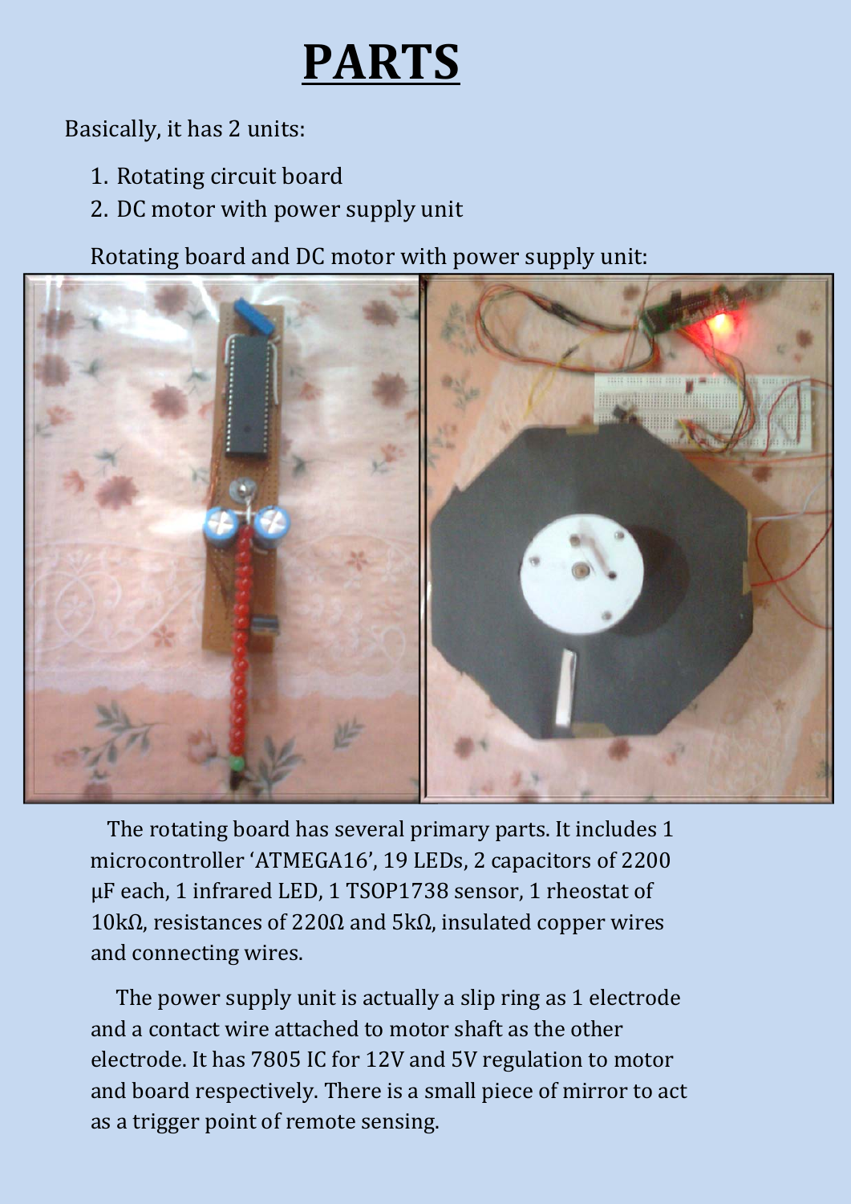# PARTS

Basically, it has 2 units:

1. Rotating circuit board
2. DC motor with power supply unit

Rotating board and DC motor with power supply unit:

The rotating board has several primary parts. It includes 1 microcontroller 'ATMEGA16', 19 LEDs, 2 capacitors of 2200 μF each, 1 infrared LED, 1 TSOP1738 sensor, 1 rheostat of 10kΩ, resistances of 220Ω and 5kΩ, insulated copper wires and connecting wires.

The power supply unit is actually a slip ring as 1 electrode and a contact wire attached to motor shaft as the other electrode. It has 7805 IC for 12V and 5V regulation to motor and board respectively. There is a small piece of mirror to act as a trigger point of remote sensing.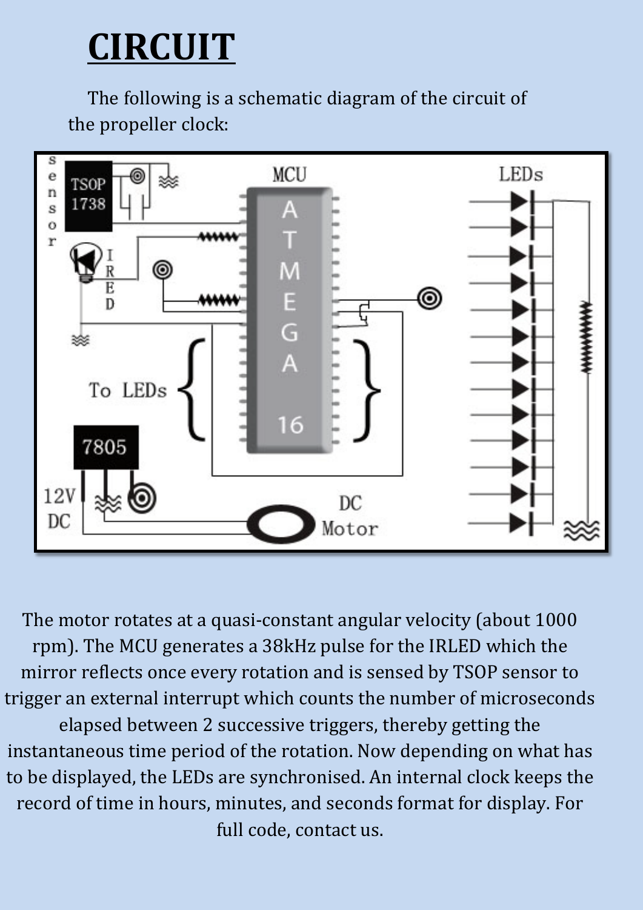# CIRCUIT

The following is a schematic diagram of the circuit of the propeller clock:

The motor rotates at a quasi-constant angular velocity (about 1000 rpm). The MCU generates a 38kHz pulse for the IRLED which the mirror reflects once every rotation and is sensed by TSOP sensor to trigger an external interrupt which counts the number of microseconds elapsed between 2 successive triggers, thereby getting the instantaneous time period of the rotation. Now depending on what has to be displayed, the LEDs are synchronised. An internal clock keeps the record of time in hours, minutes, and seconds format for display. For full code, contact us.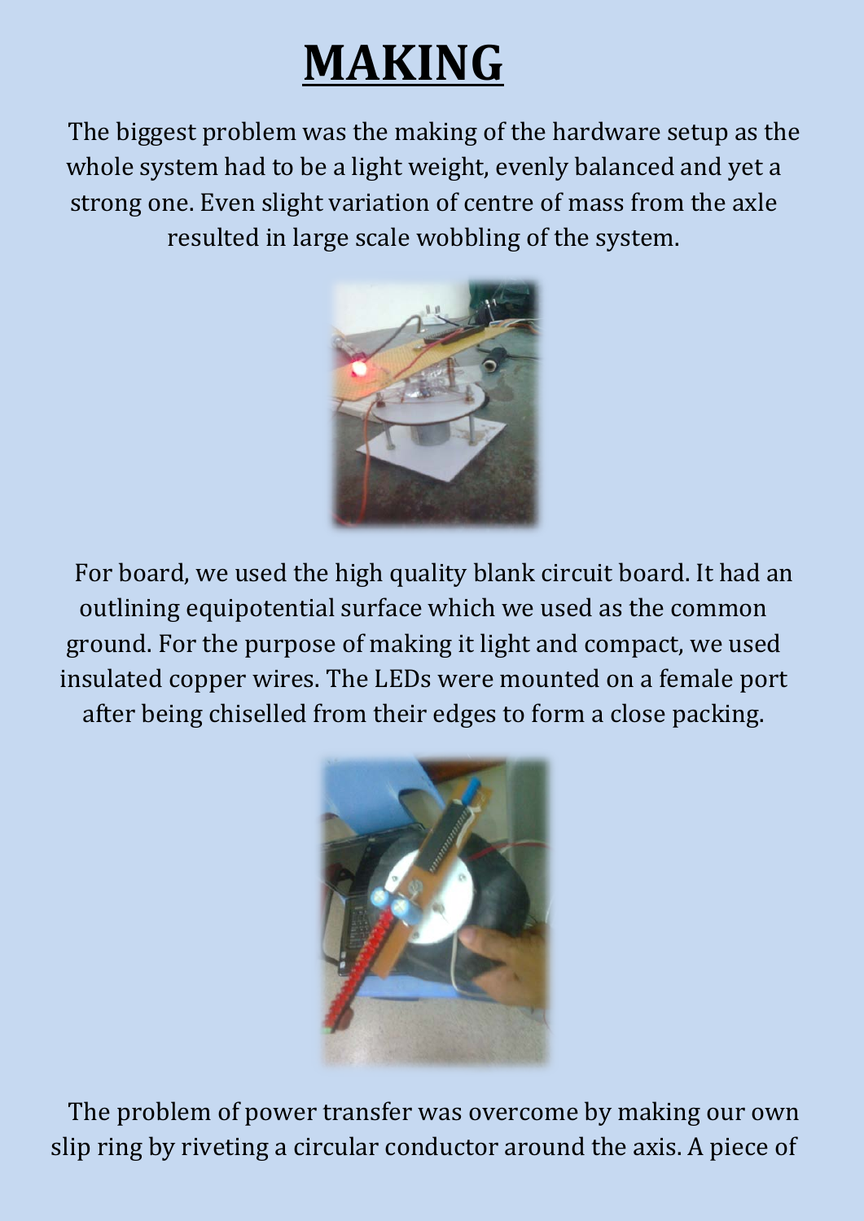# MAKING

The biggest problem was the making of the hardware setup as the whole system had to be a light weight, evenly balanced and yet a strong one. Even slight variation of centre of mass from the axle resulted in large scale wobbling of the system.

For board, we used the high quality blank circuit board. It had an outlining equipotential surface which we used as the common ground. For the purpose of making it light and compact, we used insulated copper wires. The LEDs were mounted on a female port after being chiselled from their edges to form a close packing.

The problem of power transfer was overcome by making our own slip ring by riveting a circular conductor around the axis. A piece of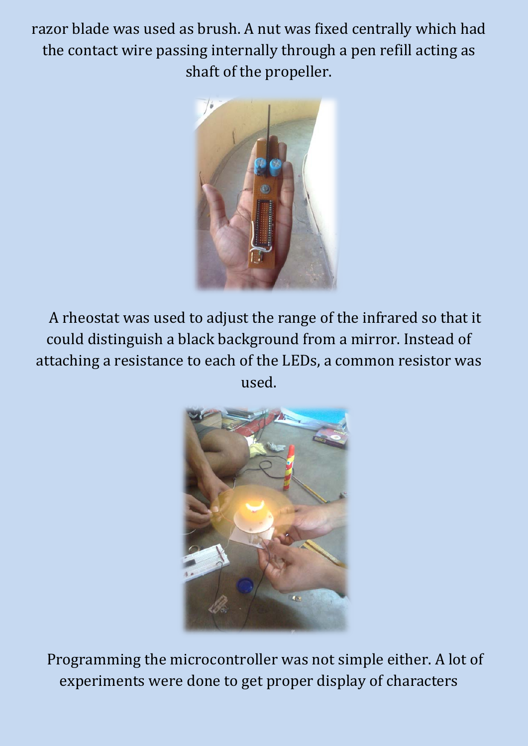razor blade was used as brush. A nut was fixed centrally which had the contact wire passing internally through a pen refill acting as shaft of the propeller.

A rheostat was used to adjust the range of the infrared so that it could distinguish a black background from a mirror. Instead of attaching a resistance to each of the LEDs, a common resistor was used.

Programming the microcontroller was not simple either. A lot of experiments were done to get proper display of characters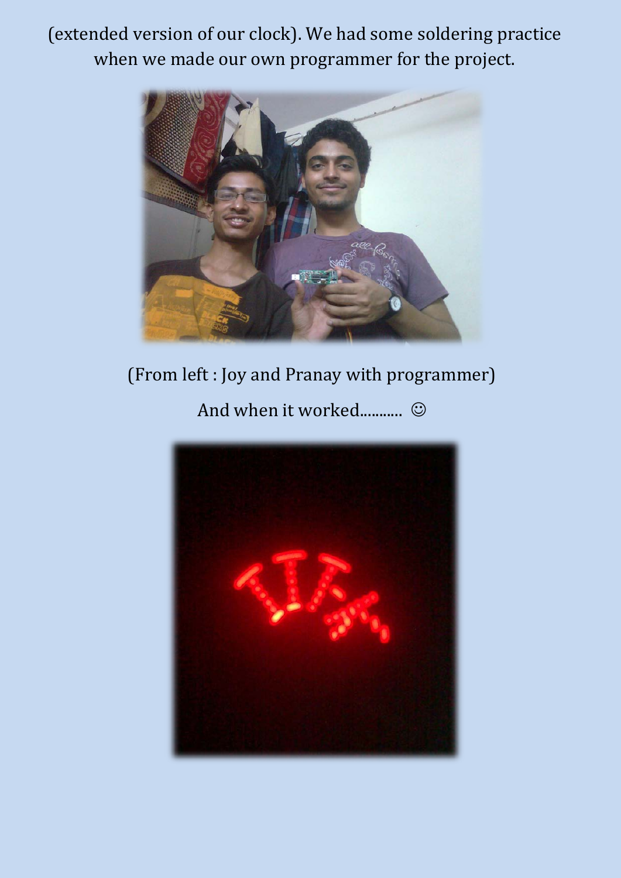(extended version of our clock). We had some soldering practice when we made our own programmer for the project.

(From left : Joy and Pranay with programmer)

And when it worked.......... ☺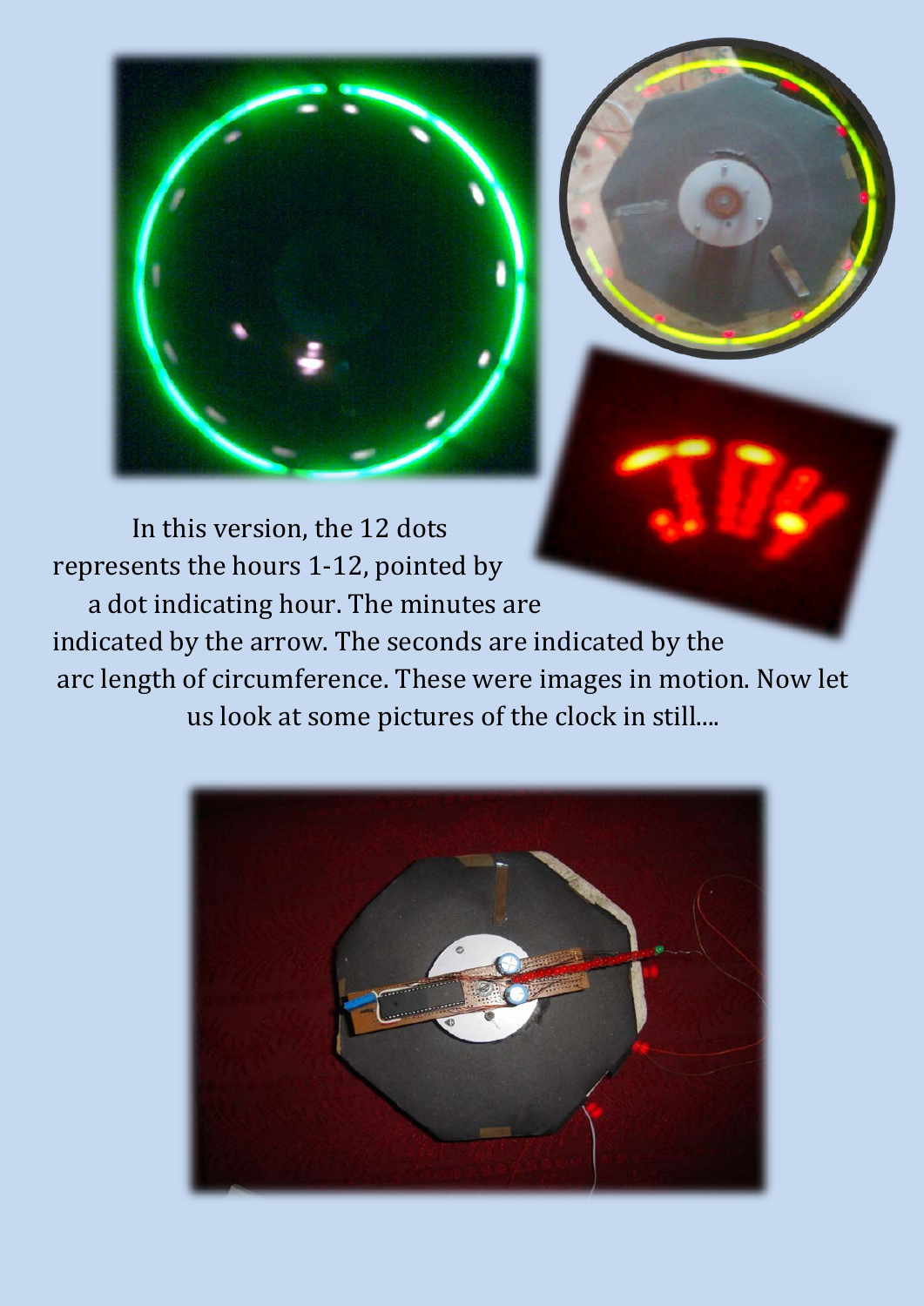In this version, the 12 dots represents the hours 1-12, pointed by a dot indicating hour. The minutes are indicated by the arrow. The seconds are indicated by the arc length of circumference. These were images in motion. Now let us look at some pictures of the clock in still....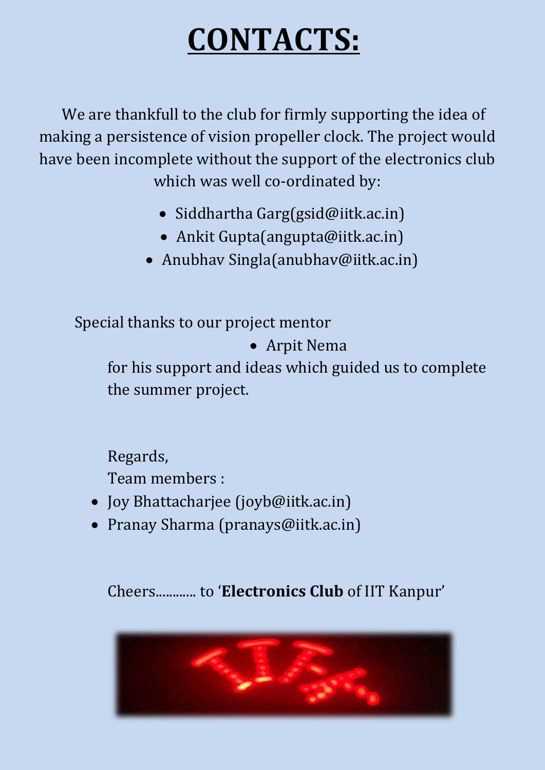# CONTACTS:

We are thankfull to the club for firmly supporting the idea of making a persistence of vision propeller clock. The project would have been incomplete without the support of the electronics club which was well co-ordinated by:

- Siddhartha Garg(gsid@iitk.ac.in)
- Ankit Gupta(angupta@iitk.ac.in)
- Anubhav Singla(anubhav@iitk.ac.in)

Special thanks to our project mentor

- Arpit Nema

for his support and ideas which guided us to complete the summer project.

Regards,

Team members :

- Joy Bhattacharjee (joyb@iitk.ac.in)
- Pranay Sharma (pranays@iitk.ac.in)

Cheers............ to '**Electronics Club** of IIT Kanpur'